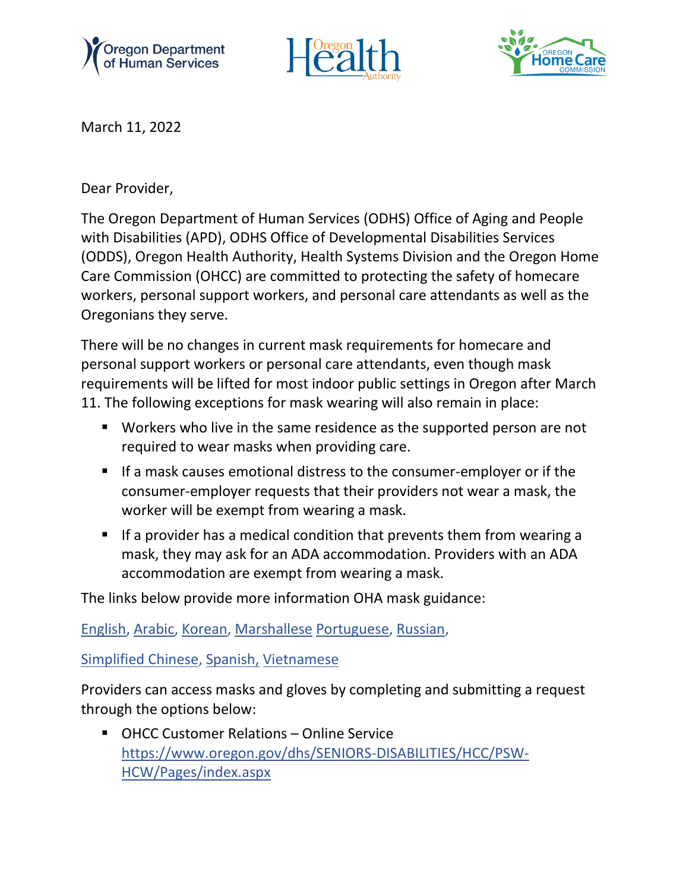March 11, 2022

Dear Provider,

The Oregon Department of Human Services (ODHS) Office of Aging and People with Disabilities (APD), ODHS Office of Developmental Disabilities Services (ODDS), Oregon Health Authority, Health Systems Division and the Oregon Home Care Commission (OHCC) are committed to protecting the safety of homecare workers, personal support workers, and personal care attendants as well as the Oregonians they serve.

There will be no changes in current mask requirements for homecare and personal support workers or personal care attendants, even though mask requirements will be lifted for most indoor public settings in Oregon after March 11. The following exceptions for mask wearing will also remain in place:

- Workers who live in the same residence as the supported person are not required to wear masks when providing care.
- If a mask causes emotional distress to the consumer-employer or if the consumer-employer requests that their providers not wear a mask, the worker will be exempt from wearing a mask.
- If a provider has a medical condition that prevents them from wearing a mask, they may ask for an ADA accommodation. Providers with an ADA accommodation are exempt from wearing a mask.

The links below provide more information OHA mask guidance:

English, Arabic, Korean, Marshallese Portuguese, Russian,

Simplified Chinese, Spanish, Vietnamese

Providers can access masks and gloves by completing and submitting a request through the options below:

- OHCC Customer Relations – Online Service
  https://www.oregon.gov/dhs/SENIORS-DISABILITIES/HCC/PSW-HCW/Pages/index.aspx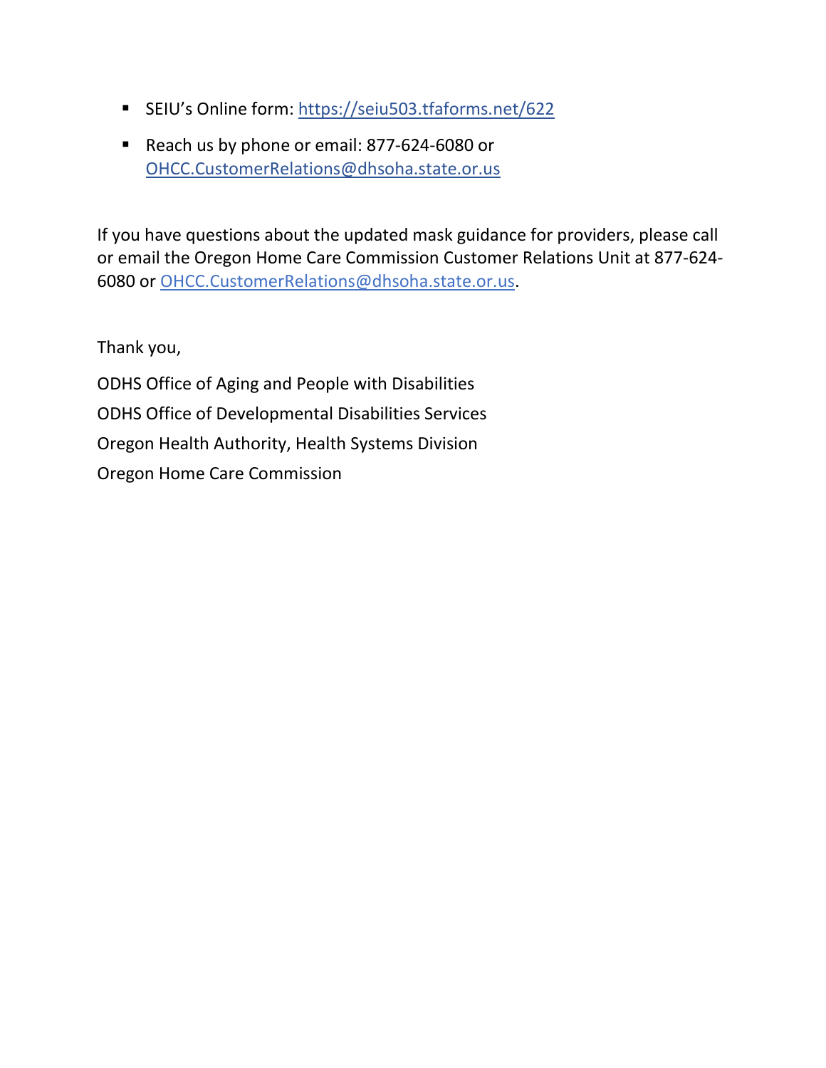- SEIU's Online form: https://seiu503.tfaforms.net/622
- Reach us by phone or email: 877-624-6080 or OHCC.CustomerRelations@dhsoha.state.or.us

If you have questions about the updated mask guidance for providers, please call or email the Oregon Home Care Commission Customer Relations Unit at 877-624-6080 or OHCC.CustomerRelations@dhsoha.state.or.us.

Thank you,

ODHS Office of Aging and People with Disabilities

ODHS Office of Developmental Disabilities Services

Oregon Health Authority, Health Systems Division

Oregon Home Care Commission